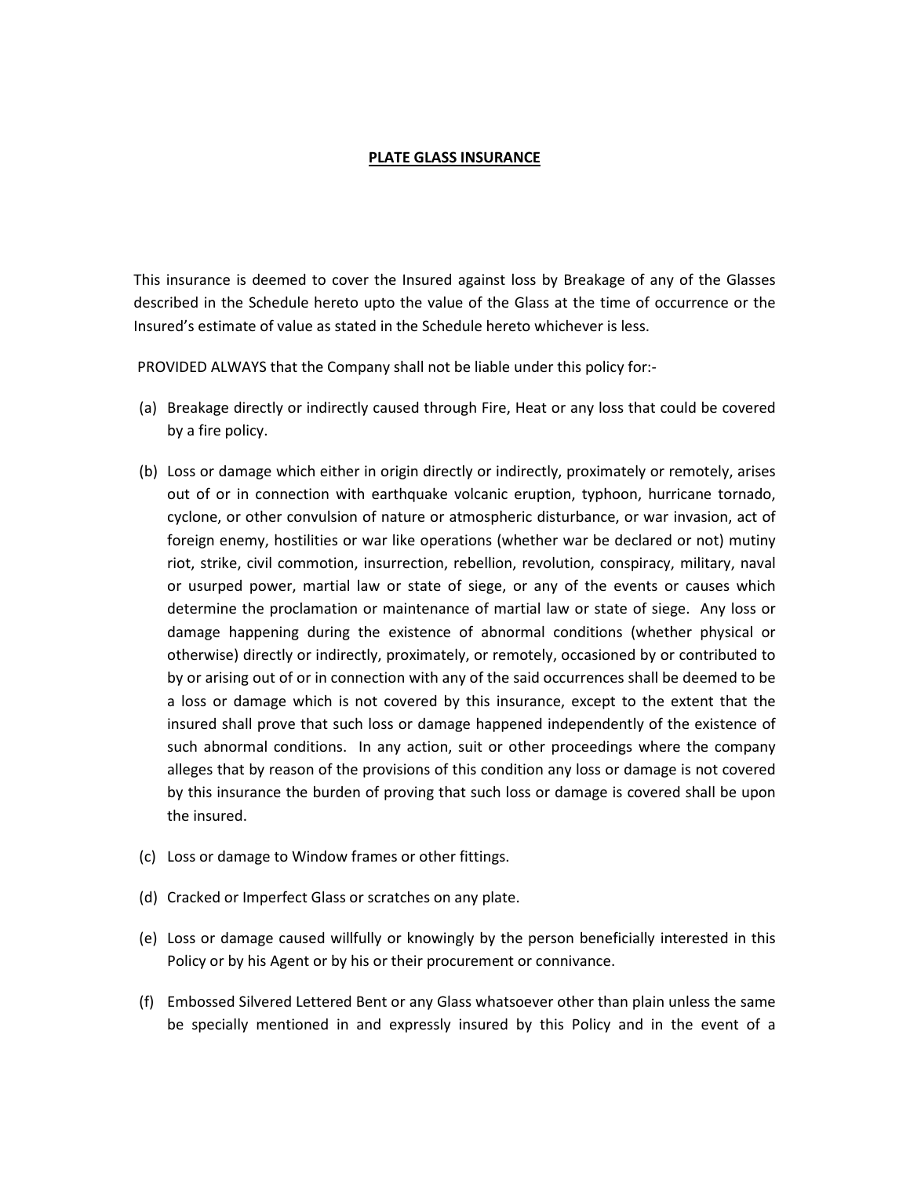# PLATE GLASS INSURANCE

This insurance is deemed to cover the Insured against loss by Breakage of any of the Glasses described in the Schedule hereto upto the value of the Glass at the time of occurrence or the Insured's estimate of value as stated in the Schedule hereto whichever is less.

PROVIDED ALWAYS that the Company shall not be liable under this policy for:-

(a) Breakage directly or indirectly caused through Fire, Heat or any loss that could be covered by a fire policy.

(b) Loss or damage which either in origin directly or indirectly, proximately or remotely, arises out of or in connection with earthquake volcanic eruption, typhoon, hurricane tornado, cyclone, or other convulsion of nature or atmospheric disturbance, or war invasion, act of foreign enemy, hostilities or war like operations (whether war be declared or not) mutiny riot, strike, civil commotion, insurrection, rebellion, revolution, conspiracy, military, naval or usurped power, martial law or state of siege, or any of the events or causes which determine the proclamation or maintenance of martial law or state of siege. Any loss or damage happening during the existence of abnormal conditions (whether physical or otherwise) directly or indirectly, proximately, or remotely, occasioned by or contributed to by or arising out of or in connection with any of the said occurrences shall be deemed to be a loss or damage which is not covered by this insurance, except to the extent that the insured shall prove that such loss or damage happened independently of the existence of such abnormal conditions. In any action, suit or other proceedings where the company alleges that by reason of the provisions of this condition any loss or damage is not covered by this insurance the burden of proving that such loss or damage is covered shall be upon the insured.

(c) Loss or damage to Window frames or other fittings.

(d) Cracked or Imperfect Glass or scratches on any plate.

(e) Loss or damage caused willfully or knowingly by the person beneficially interested in this Policy or by his Agent or by his or their procurement or connivance.

(f) Embossed Silvered Lettered Bent or any Glass whatsoever other than plain unless the same be specially mentioned in and expressly insured by this Policy and in the event of a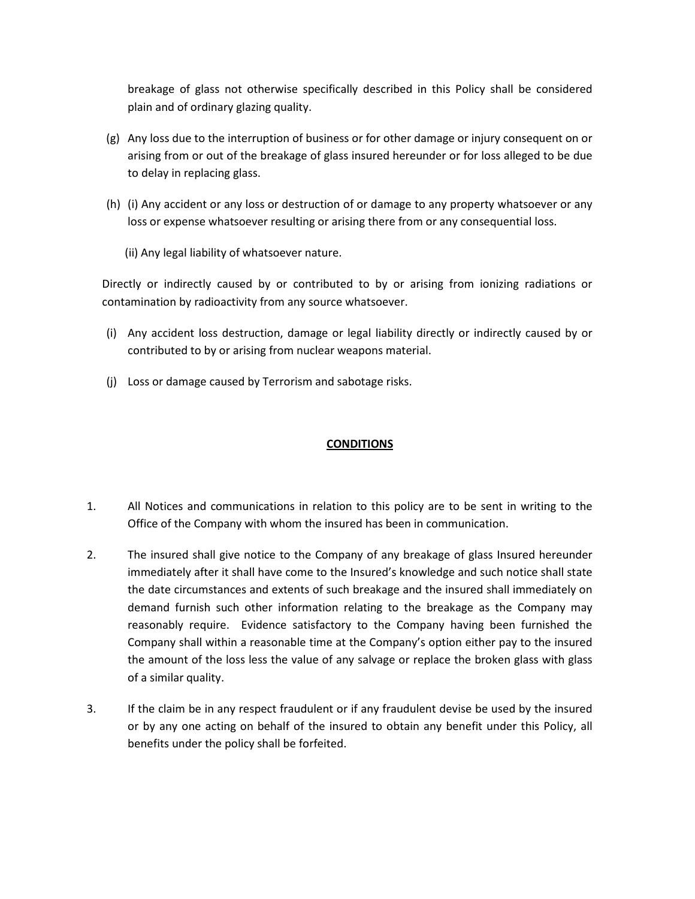breakage of glass not otherwise specifically described in this Policy shall be considered plain and of ordinary glazing quality.

(g) Any loss due to the interruption of business or for other damage or injury consequent on or arising from or out of the breakage of glass insured hereunder or for loss alleged to be due to delay in replacing glass.

(h) (i) Any accident or any loss or destruction of or damage to any property whatsoever or any loss or expense whatsoever resulting or arising there from or any consequential loss.

(ii) Any legal liability of whatsoever nature.

Directly or indirectly caused by or contributed to by or arising from ionizing radiations or contamination by radioactivity from any source whatsoever.

(i) Any accident loss destruction, damage or legal liability directly or indirectly caused by or contributed to by or arising from nuclear weapons material.

(j) Loss or damage caused by Terrorism and sabotage risks.

## CONDITIONS

1. All Notices and communications in relation to this policy are to be sent in writing to the Office of the Company with whom the insured has been in communication.

2. The insured shall give notice to the Company of any breakage of glass Insured hereunder immediately after it shall have come to the Insured's knowledge and such notice shall state the date circumstances and extents of such breakage and the insured shall immediately on demand furnish such other information relating to the breakage as the Company may reasonably require. Evidence satisfactory to the Company having been furnished the Company shall within a reasonable time at the Company's option either pay to the insured the amount of the loss less the value of any salvage or replace the broken glass with glass of a similar quality.

3. If the claim be in any respect fraudulent or if any fraudulent devise be used by the insured or by any one acting on behalf of the insured to obtain any benefit under this Policy, all benefits under the policy shall be forfeited.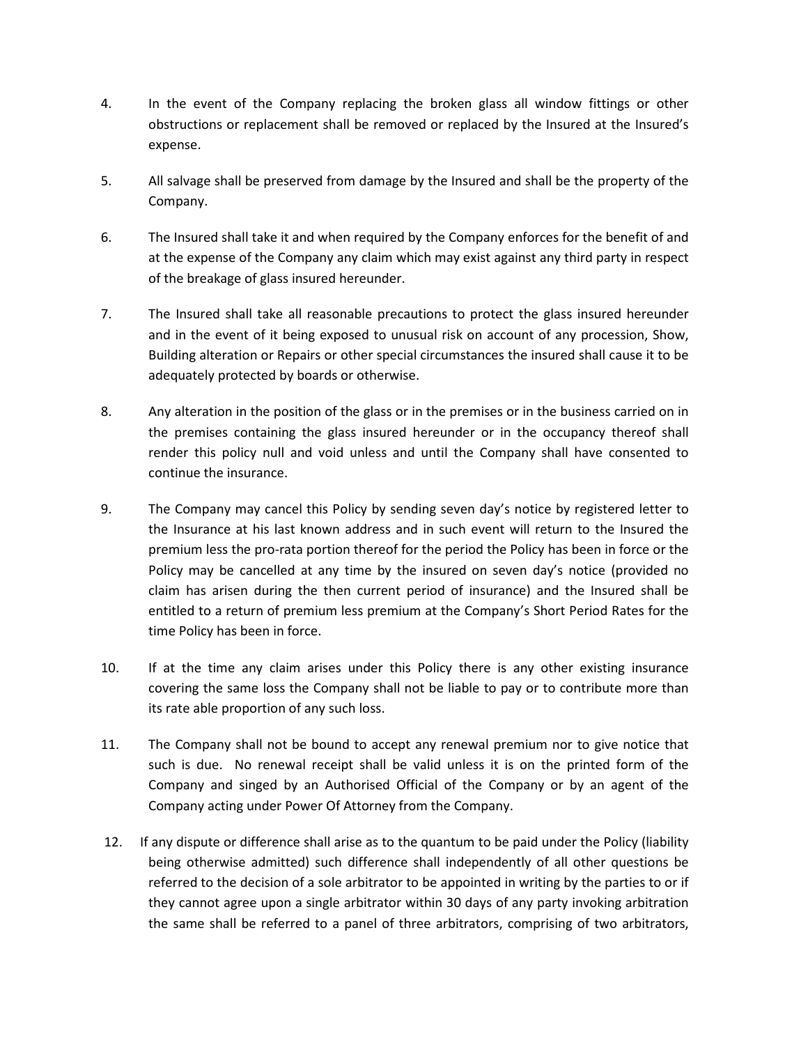4. In the event of the Company replacing the broken glass all window fittings or other obstructions or replacement shall be removed or replaced by the Insured at the Insured's expense.

5. All salvage shall be preserved from damage by the Insured and shall be the property of the Company.

6. The Insured shall take it and when required by the Company enforces for the benefit of and at the expense of the Company any claim which may exist against any third party in respect of the breakage of glass insured hereunder.

7. The Insured shall take all reasonable precautions to protect the glass insured hereunder and in the event of it being exposed to unusual risk on account of any procession, Show, Building alteration or Repairs or other special circumstances the insured shall cause it to be adequately protected by boards or otherwise.

8. Any alteration in the position of the glass or in the premises or in the business carried on in the premises containing the glass insured hereunder or in the occupancy thereof shall render this policy null and void unless and until the Company shall have consented to continue the insurance.

9. The Company may cancel this Policy by sending seven day's notice by registered letter to the Insurance at his last known address and in such event will return to the Insured the premium less the pro-rata portion thereof for the period the Policy has been in force or the Policy may be cancelled at any time by the insured on seven day's notice (provided no claim has arisen during the then current period of insurance) and the Insured shall be entitled to a return of premium less premium at the Company's Short Period Rates for the time Policy has been in force.

10. If at the time any claim arises under this Policy there is any other existing insurance covering the same loss the Company shall not be liable to pay or to contribute more than its rate able proportion of any such loss.

11. The Company shall not be bound to accept any renewal premium nor to give notice that such is due. No renewal receipt shall be valid unless it is on the printed form of the Company and singed by an Authorised Official of the Company or by an agent of the Company acting under Power Of Attorney from the Company.

12. If any dispute or difference shall arise as to the quantum to be paid under the Policy (liability being otherwise admitted) such difference shall independently of all other questions be referred to the decision of a sole arbitrator to be appointed in writing by the parties to or if they cannot agree upon a single arbitrator within 30 days of any party invoking arbitration the same shall be referred to a panel of three arbitrators, comprising of two arbitrators,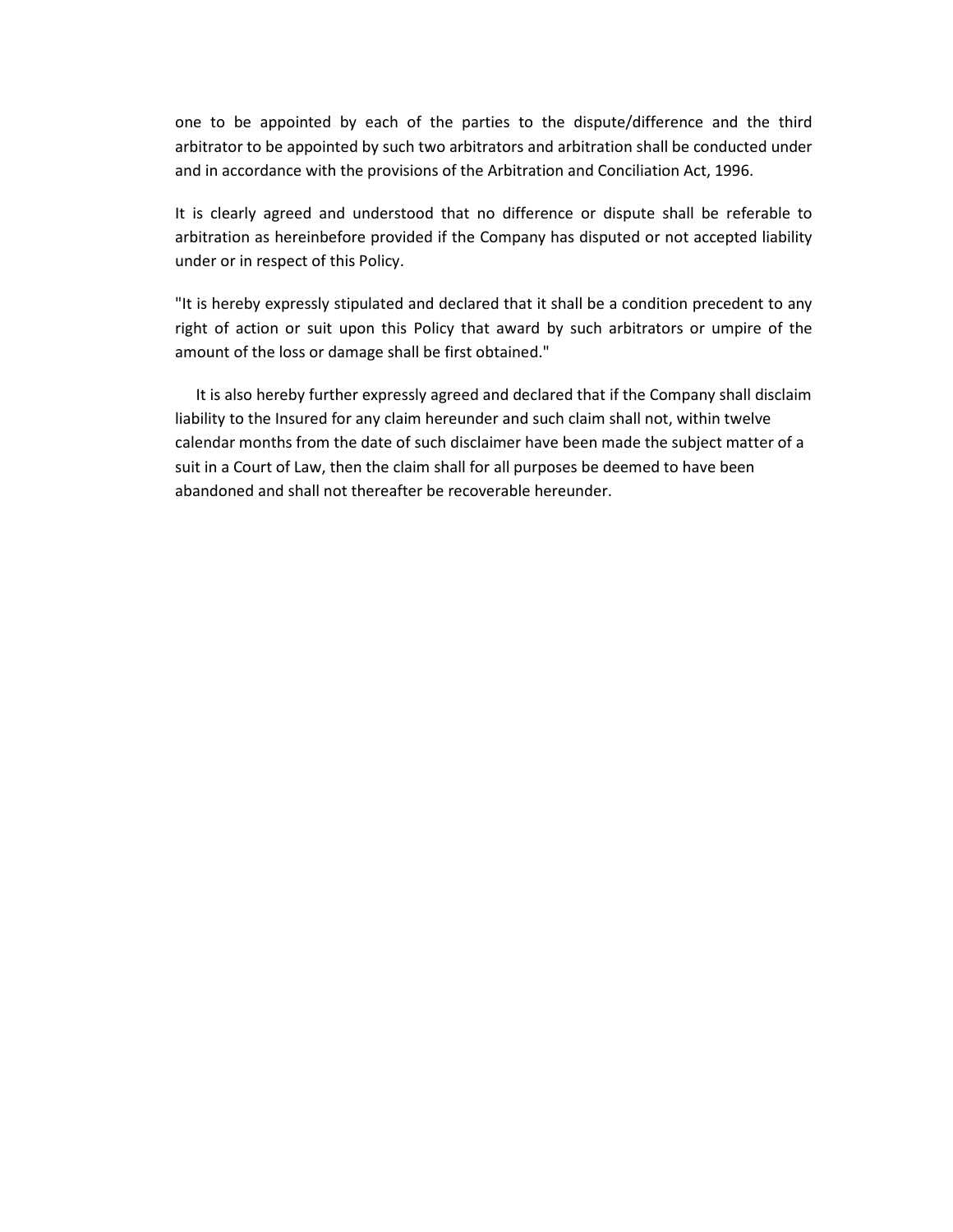one to be appointed by each of the parties to the dispute/difference and the third arbitrator to be appointed by such two arbitrators and arbitration shall be conducted under and in accordance with the provisions of the Arbitration and Conciliation Act, 1996.

It is clearly agreed and understood that no difference or dispute shall be referable to arbitration as hereinbefore provided if the Company has disputed or not accepted liability under or in respect of this Policy.

"It is hereby expressly stipulated and declared that it shall be a condition precedent to any right of action or suit upon this Policy that award by such arbitrators or umpire of the amount of the loss or damage shall be first obtained."

It is also hereby further expressly agreed and declared that if the Company shall disclaim liability to the Insured for any claim hereunder and such claim shall not, within twelve calendar months from the date of such disclaimer have been made the subject matter of a suit in a Court of Law, then the claim shall for all purposes be deemed to have been abandoned and shall not thereafter be recoverable hereunder.